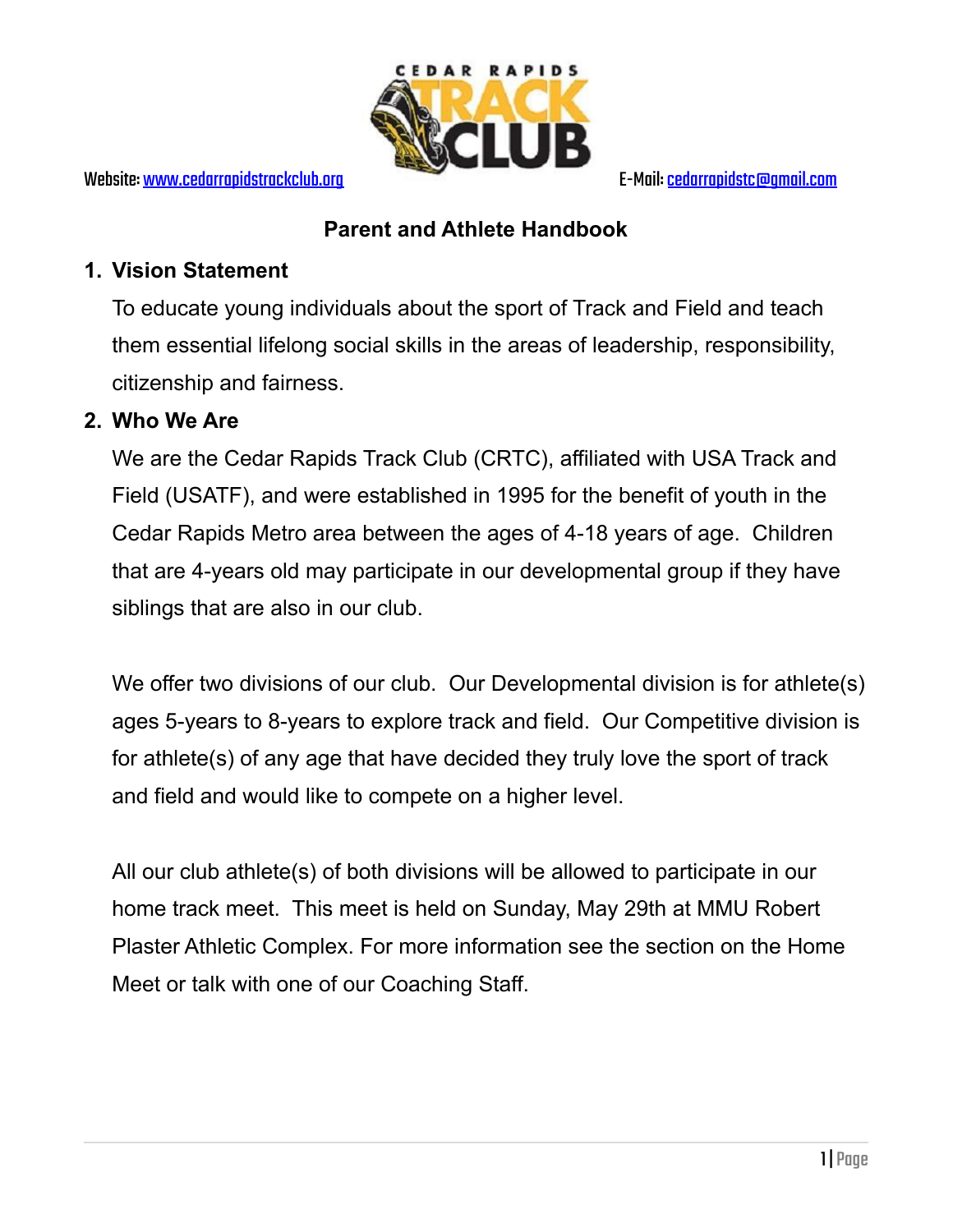Website: www.cedarrapidstrackclub.org

E-Mail: cedarrapidstc@gmail.com

# Parent and Athlete Handbook

## 1. Vision Statement

To educate young individuals about the sport of Track and Field and teach them essential lifelong social skills in the areas of leadership, responsibility, citizenship and fairness.

## 2. Who We Are

We are the Cedar Rapids Track Club (CRTC), affiliated with USA Track and Field (USATF), and were established in 1995 for the benefit of youth in the Cedar Rapids Metro area between the ages of 4-18 years of age. Children that are 4-years old may participate in our developmental group if they have siblings that are also in our club.

We offer two divisions of our club. Our Developmental division is for athlete(s) ages 5-years to 8-years to explore track and field. Our Competitive division is for athlete(s) of any age that have decided they truly love the sport of track and field and would like to compete on a higher level.

All our club athlete(s) of both divisions will be allowed to participate in our home track meet. This meet is held on Sunday, May 29th at MMU Robert Plaster Athletic Complex. For more information see the section on the Home Meet or talk with one of our Coaching Staff.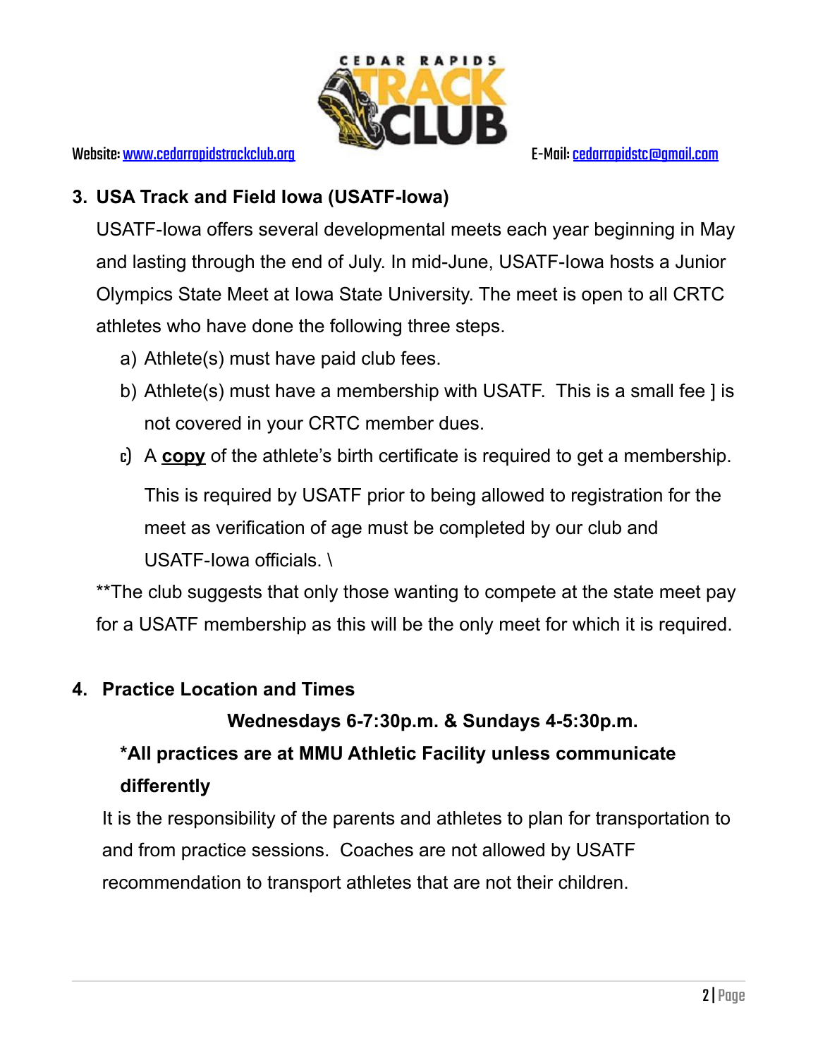Website: www.cedarrapidstrackclub.org E-Mail: cedarrapidstc@gmail.com

3. **USA Track and Field Iowa (USATF-Iowa)**

   USATF-Iowa offers several developmental meets each year beginning in May and lasting through the end of July. In mid-June, USATF-Iowa hosts a Junior Olympics State Meet at Iowa State University. The meet is open to all CRTC athletes who have done the following three steps.

   a) Athlete(s) must have paid club fees.
   b) Athlete(s) must have a membership with USATF. This is a small fee ] is not covered in your CRTC member dues.
   c) A **copy** of the athlete's birth certificate is required to get a membership.

      This is required by USATF prior to being allowed to registration for the meet as verification of age must be completed by our club and USATF-Iowa officials. \

   **The club suggests that only those wanting to compete at the state meet pay for a USATF membership as this will be the only meet for which it is required.

4. **Practice Location and Times**

   **Wednesdays 6-7:30p.m. & Sundays 4-5:30p.m.**

   ***All practices are at MMU Athletic Facility unless communicate differently**

   It is the responsibility of the parents and athletes to plan for transportation to and from practice sessions. Coaches are not allowed by USATF recommendation to transport athletes that are not their children.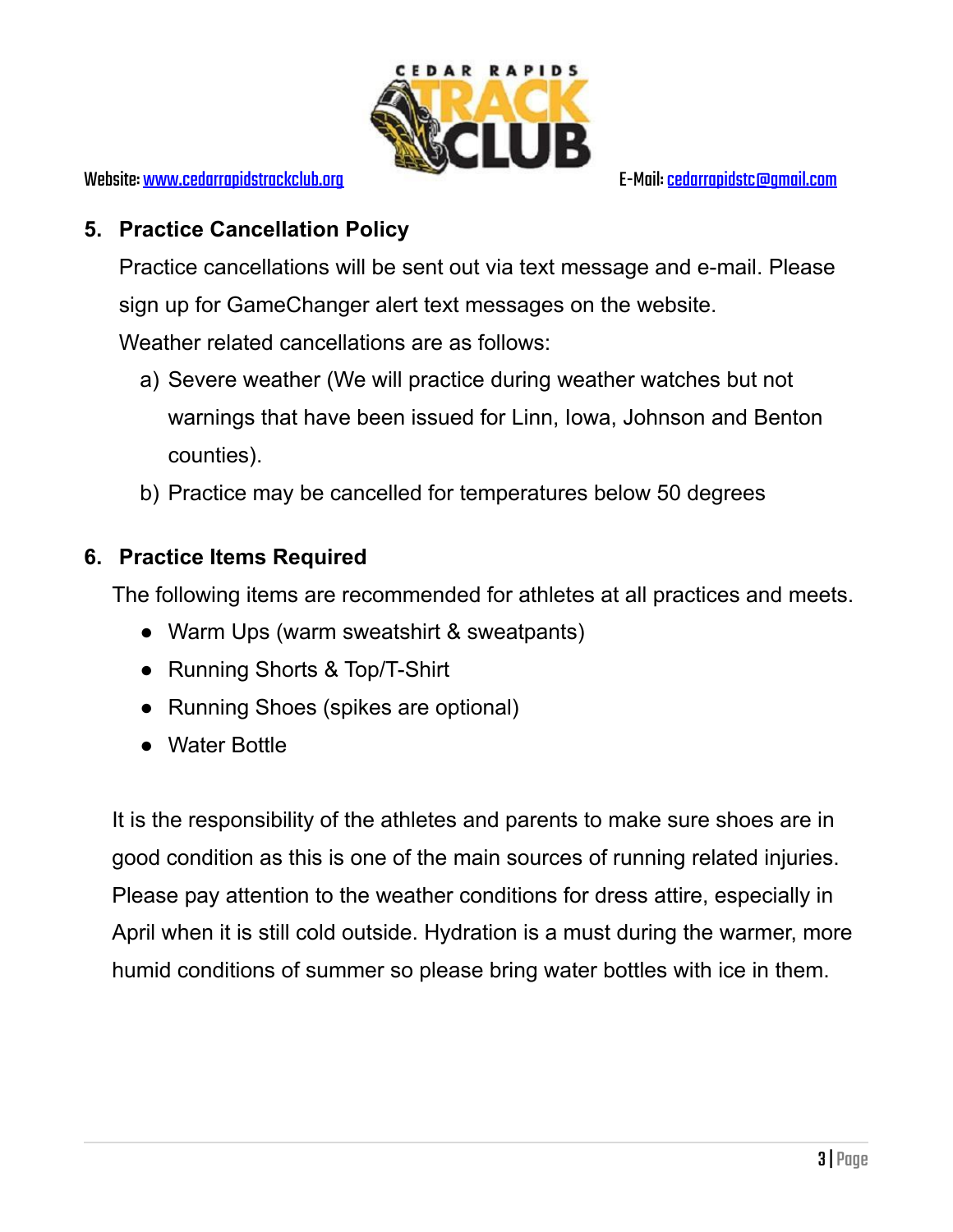## 5. Practice Cancellation Policy

Practice cancellations will be sent out via text message and e-mail. Please sign up for GameChanger alert text messages on the website.

Weather related cancellations are as follows:

a) Severe weather (We will practice during weather watches but not warnings that have been issued for Linn, Iowa, Johnson and Benton counties).

b) Practice may be cancelled for temperatures below 50 degrees

## 6. Practice Items Required

The following items are recommended for athletes at all practices and meets.

- Warm Ups (warm sweatshirt & sweatpants)
- Running Shorts & Top/T-Shirt
- Running Shoes (spikes are optional)
- Water Bottle

It is the responsibility of the athletes and parents to make sure shoes are in good condition as this is one of the main sources of running related injuries. Please pay attention to the weather conditions for dress attire, especially in April when it is still cold outside. Hydration is a must during the warmer, more humid conditions of summer so please bring water bottles with ice in them.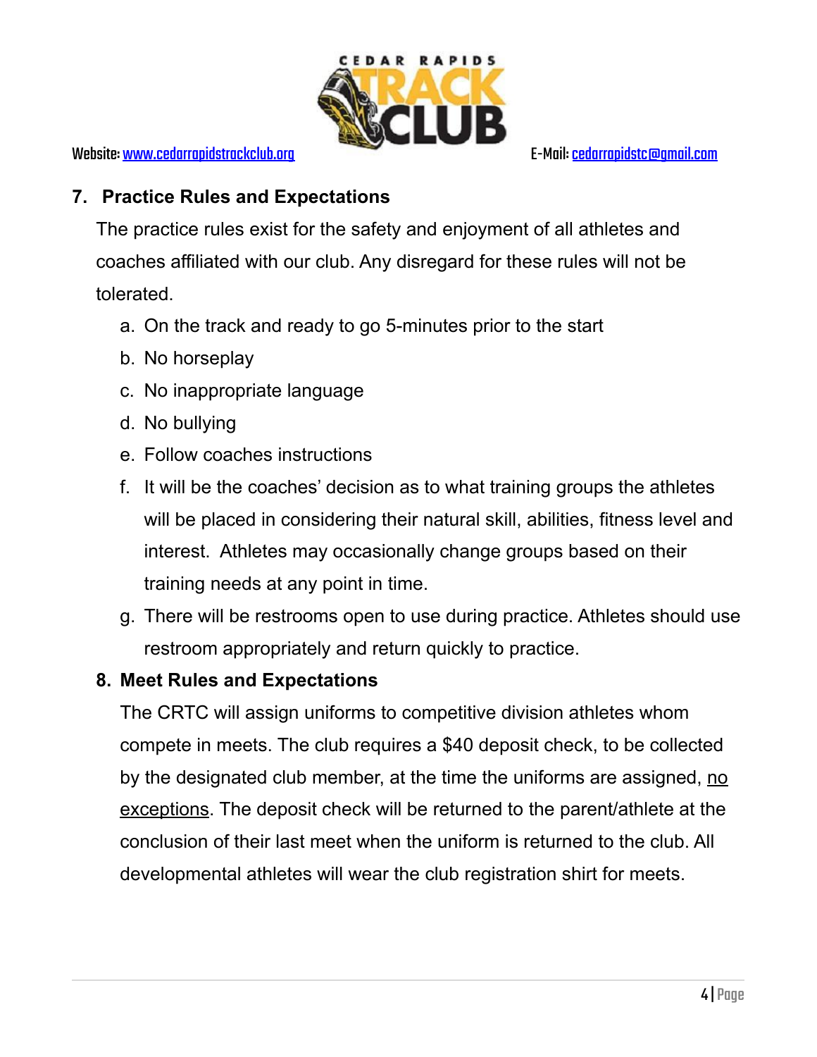## 7. Practice Rules and Expectations

The practice rules exist for the safety and enjoyment of all athletes and coaches affiliated with our club. Any disregard for these rules will not be tolerated.

a. On the track and ready to go 5-minutes prior to the start
b. No horseplay
c. No inappropriate language
d. No bullying
e. Follow coaches instructions
f. It will be the coaches' decision as to what training groups the athletes will be placed in considering their natural skill, abilities, fitness level and interest. Athletes may occasionally change groups based on their training needs at any point in time.
g. There will be restrooms open to use during practice. Athletes should use restroom appropriately and return quickly to practice.

## 8. Meet Rules and Expectations

The CRTC will assign uniforms to competitive division athletes whom compete in meets. The club requires a $40 deposit check, to be collected by the designated club member, at the time the uniforms are assigned, <u>no exceptions</u>. The deposit check will be returned to the parent/athlete at the conclusion of their last meet when the uniform is returned to the club. All developmental athletes will wear the club registration shirt for meets.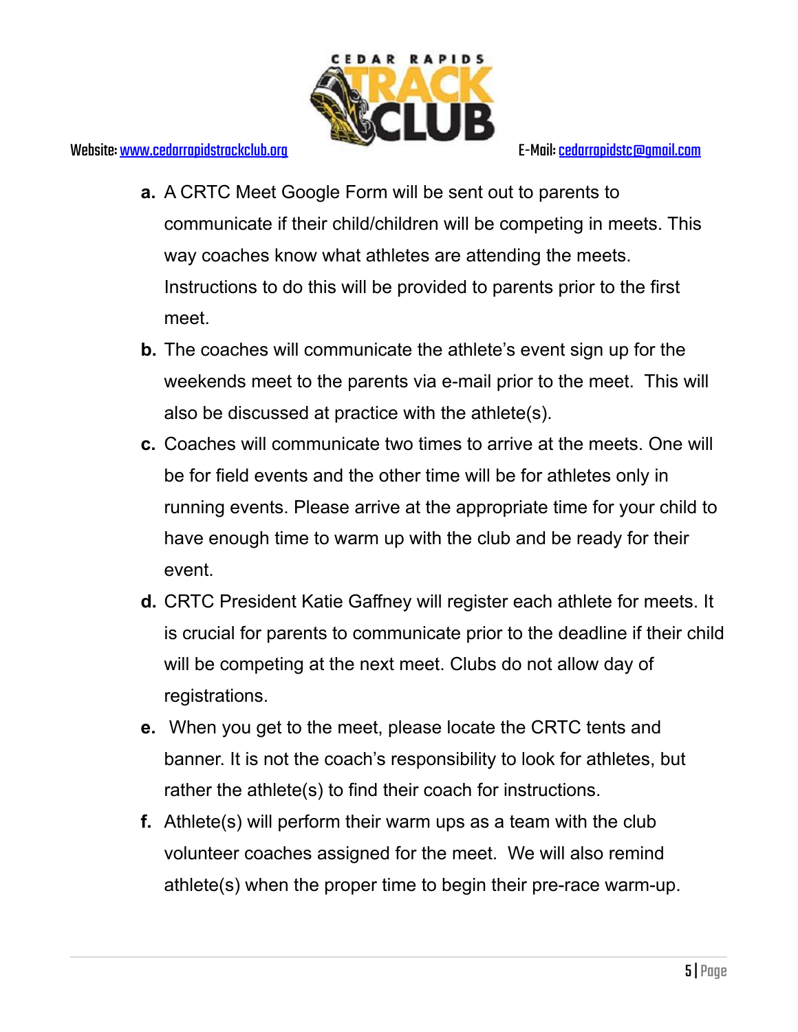a. A CRTC Meet Google Form will be sent out to parents to communicate if their child/children will be competing in meets. This way coaches know what athletes are attending the meets. Instructions to do this will be provided to parents prior to the first meet.

b. The coaches will communicate the athlete's event sign up for the weekends meet to the parents via e-mail prior to the meet. This will also be discussed at practice with the athlete(s).

c. Coaches will communicate two times to arrive at the meets. One will be for field events and the other time will be for athletes only in running events. Please arrive at the appropriate time for your child to have enough time to warm up with the club and be ready for their event.

d. CRTC President Katie Gaffney will register each athlete for meets. It is crucial for parents to communicate prior to the deadline if their child will be competing at the next meet. Clubs do not allow day of registrations.

e. When you get to the meet, please locate the CRTC tents and banner. It is not the coach's responsibility to look for athletes, but rather the athlete(s) to find their coach for instructions.

f. Athlete(s) will perform their warm ups as a team with the club volunteer coaches assigned for the meet. We will also remind athlete(s) when the proper time to begin their pre-race warm-up.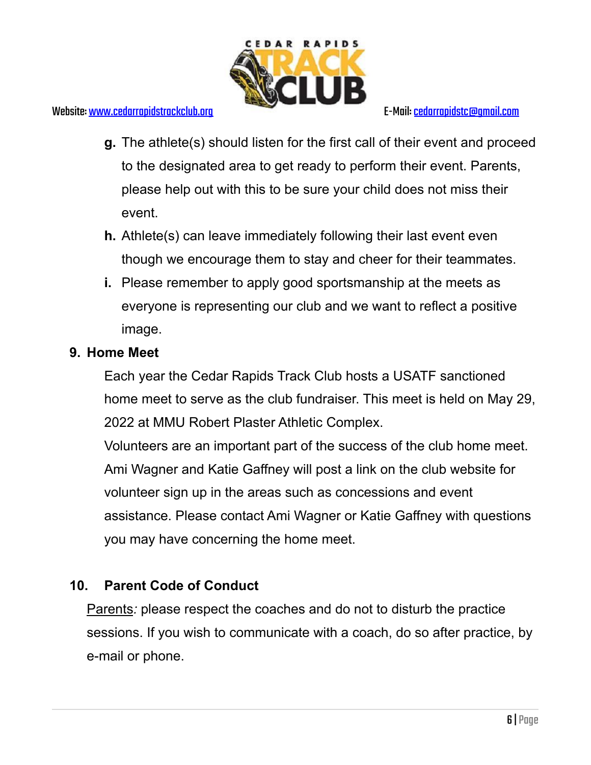g. The athlete(s) should listen for the first call of their event and proceed to the designated area to get ready to perform their event. Parents, please help out with this to be sure your child does not miss their event.

h. Athlete(s) can leave immediately following their last event even though we encourage them to stay and cheer for their teammates.

i. Please remember to apply good sportsmanship at the meets as everyone is representing our club and we want to reflect a positive image.

## 9. Home Meet

Each year the Cedar Rapids Track Club hosts a USATF sanctioned home meet to serve as the club fundraiser. This meet is held on May 29, 2022 at MMU Robert Plaster Athletic Complex.

Volunteers are an important part of the success of the club home meet. Ami Wagner and Katie Gaffney will post a link on the club website for volunteer sign up in the areas such as concessions and event assistance. Please contact Ami Wagner or Katie Gaffney with questions you may have concerning the home meet.

## 10. Parent Code of Conduct

Parents*:* please respect the coaches and do not to disturb the practice sessions. If you wish to communicate with a coach, do so after practice, by e-mail or phone.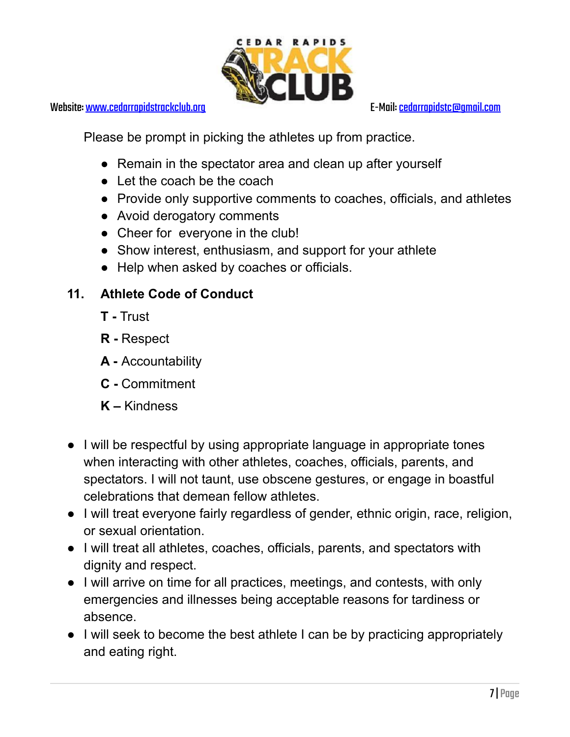Please be prompt in picking the athletes up from practice.

- Remain in the spectator area and clean up after yourself
- Let the coach be the coach
- Provide only supportive comments to coaches, officials, and athletes
- Avoid derogatory comments
- Cheer for everyone in the club!
- Show interest, enthusiasm, and support for your athlete
- Help when asked by coaches or officials.

## 11. Athlete Code of Conduct

**T -** Trust

**R -** Respect

**A -** Accountability

**C -** Commitment

**K –** Kindness

- I will be respectful by using appropriate language in appropriate tones when interacting with other athletes, coaches, officials, parents, and spectators. I will not taunt, use obscene gestures, or engage in boastful celebrations that demean fellow athletes.
- I will treat everyone fairly regardless of gender, ethnic origin, race, religion, or sexual orientation.
- I will treat all athletes, coaches, officials, parents, and spectators with dignity and respect.
- I will arrive on time for all practices, meetings, and contests, with only emergencies and illnesses being acceptable reasons for tardiness or absence.
- I will seek to become the best athlete I can be by practicing appropriately and eating right.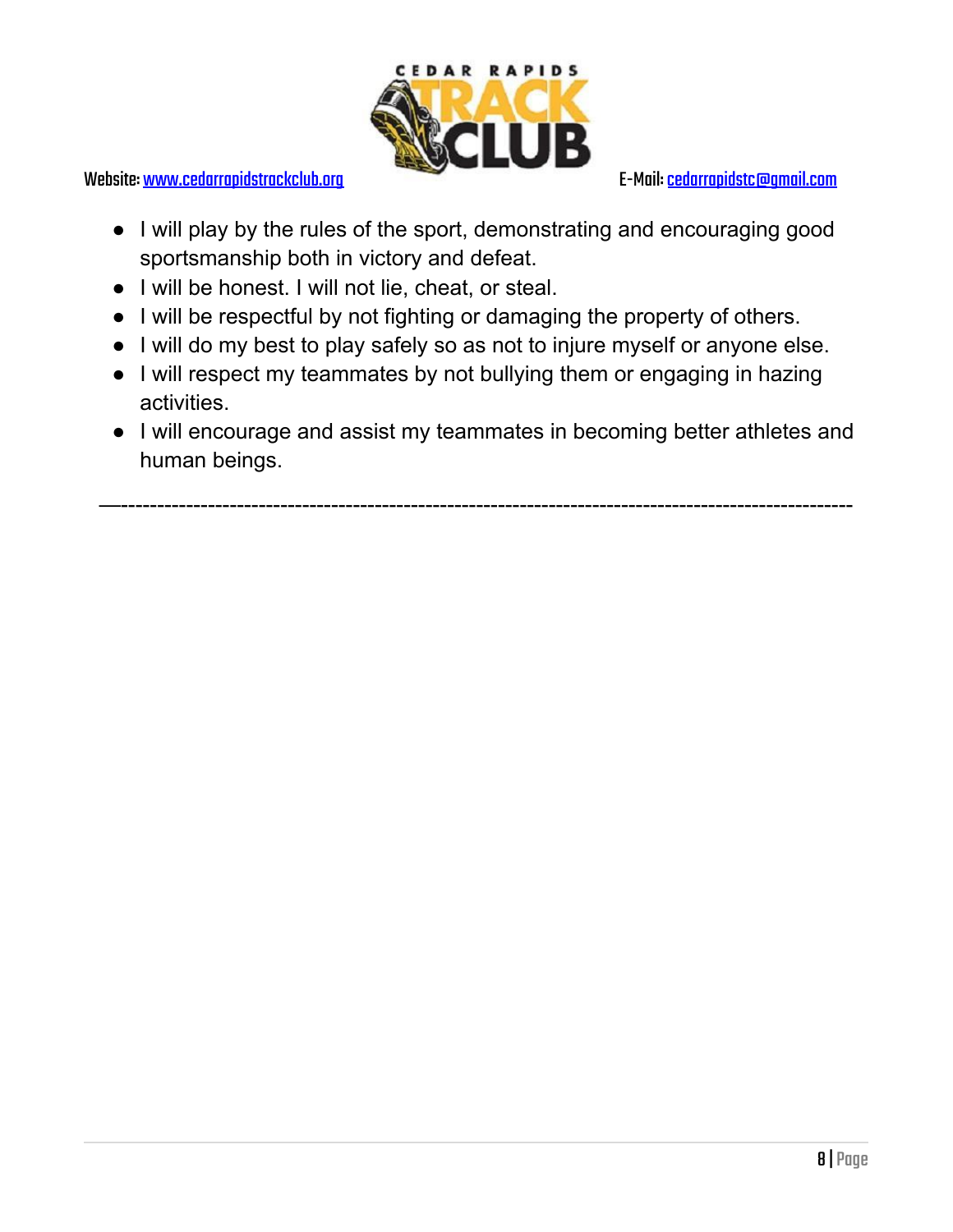- I will play by the rules of the sport, demonstrating and encouraging good sportsmanship both in victory and defeat.
- I will be honest. I will not lie, cheat, or steal.
- I will be respectful by not fighting or damaging the property of others.
- I will do my best to play safely so as not to injure myself or anyone else.
- I will respect my teammates by not bullying them or engaging in hazing activities.
- I will encourage and assist my teammates in becoming better athletes and human beings.

---------------------------------------------------------------------------------------------------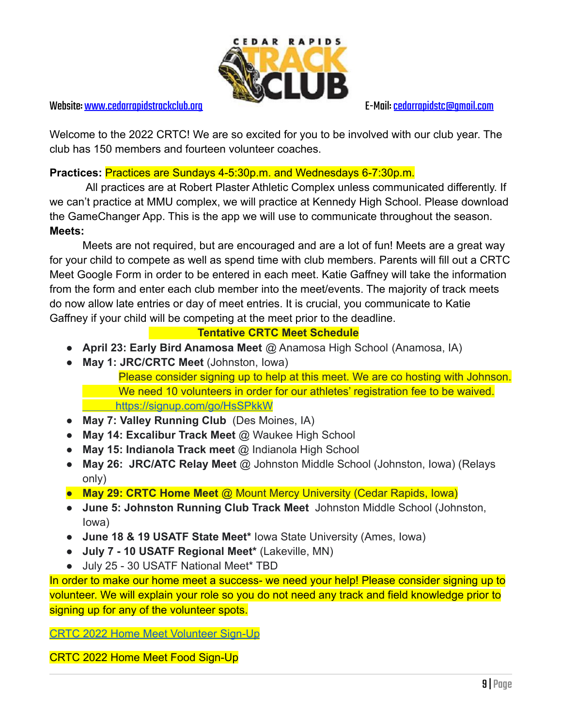Website: [www.cedarrapidstrackclub.org](http://www.cedarrapidstrackclub.org) E-Mail: [cedarrapidstc@gmail.com](mailto:cedarrapidstc@gmail.com)

Welcome to the 2022 CRTC! We are so excited for you to be involved with our club year. The club has 150 members and fourteen volunteer coaches.

**Practices:** Practices are Sundays 4-5:30p.m. and Wednesdays 6-7:30p.m.

All practices are at Robert Plaster Athletic Complex unless communicated differently. If we can't practice at MMU complex, we will practice at Kennedy High School. Please download the GameChanger App. This is the app we will use to communicate throughout the season.

**Meets:**

Meets are not required, but are encouraged and are a lot of fun! Meets are a great way for your child to compete as well as spend time with club members. Parents will fill out a CRTC Meet Google Form in order to be entered in each meet. Katie Gaffney will take the information from the form and enter each club member into the meet/events. The majority of track meets do now allow late entries or day of meet entries. It is crucial, you communicate to Katie Gaffney if your child will be competing at the meet prior to the deadline.

**Tentative CRTC Meet Schedule**

- **April 23: Early Bird Anamosa Meet** @ Anamosa High School (Anamosa, IA)
- **May 1: JRC/CRTC Meet** (Johnston, Iowa)
  Please consider signing up to help at this meet. We are co hosting with Johnson. We need 10 volunteers in order for our athletes' registration fee to be waived. [https://signup.com/go/HsSPkkW](https://signup.com/go/HsSPkkW)
- **May 7: Valley Running Club** (Des Moines, IA)
- **May 14: Excalibur Track Meet** @ Waukee High School
- **May 15: Indianola Track meet** @ Indianola High School
- **May 26: JRC/ATC Relay Meet** @ Johnston Middle School (Johnston, Iowa) (Relays only)
- **May 29: CRTC Home Meet** @ Mount Mercy University (Cedar Rapids, Iowa)
- **June 5: Johnston Running Club Track Meet** Johnston Middle School (Johnston, Iowa)
- **June 18 & 19 USATF State Meet*** Iowa State University (Ames, Iowa)
- **July 7 - 10 USATF Regional Meet*** (Lakeville, MN)
- July 25 - 30 USATF National Meet* TBD

In order to make our home meet a success- we need your help! Please consider signing up to volunteer. We will explain your role so you do not need any track and field knowledge prior to signing up for any of the volunteer spots.

CRTC 2022 Home Meet Volunteer Sign-Up

CRTC 2022 Home Meet Food Sign-Up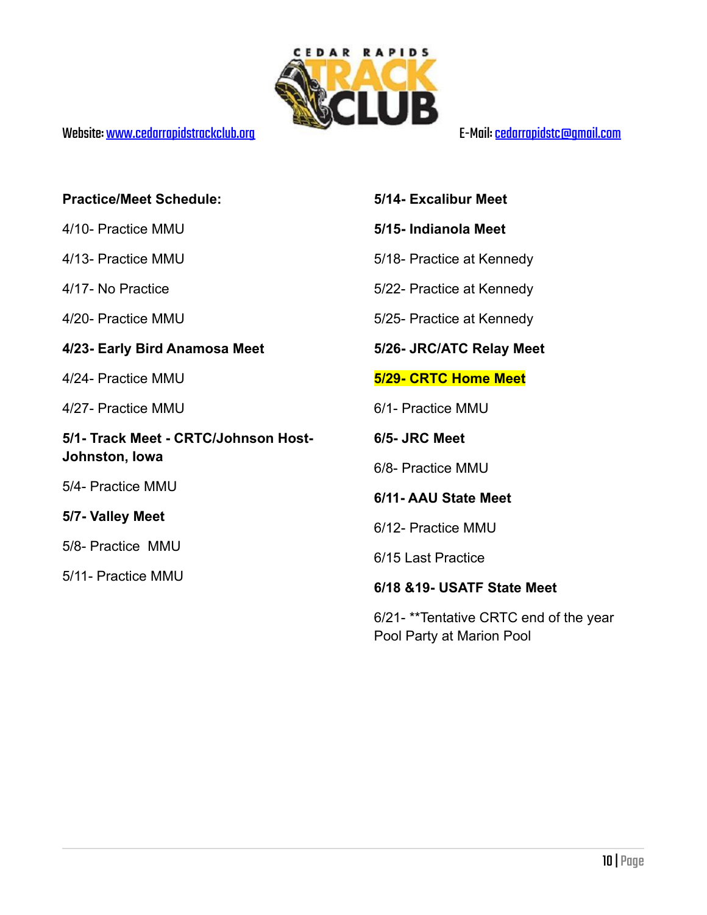Website: www.cedarrapidstrackclub.org

E-Mail: cedarrapidstc@gmail.com

**Practice/Meet Schedule:**

4/10- Practice MMU

4/13- Practice MMU

4/17- No Practice

4/20- Practice MMU

**4/23- Early Bird Anamosa Meet**

4/24- Practice MMU

4/27- Practice MMU

**5/1- Track Meet - CRTC/Johnson Host- Johnston, Iowa**

5/4- Practice MMU

**5/7- Valley Meet**

5/8- Practice MMU

5/11- Practice MMU

**5/14- Excalibur Meet**

**5/15- Indianola Meet**

5/18- Practice at Kennedy

5/22- Practice at Kennedy

5/25- Practice at Kennedy

**5/26- JRC/ATC Relay Meet**

**5/29- CRTC Home Meet**

6/1- Practice MMU

**6/5- JRC Meet**

6/8- Practice MMU

**6/11- AAU State Meet**

6/12- Practice MMU

6/15 Last Practice

**6/18 &19- USATF State Meet**

6/21- **Tentative CRTC end of the year Pool Party at Marion Pool